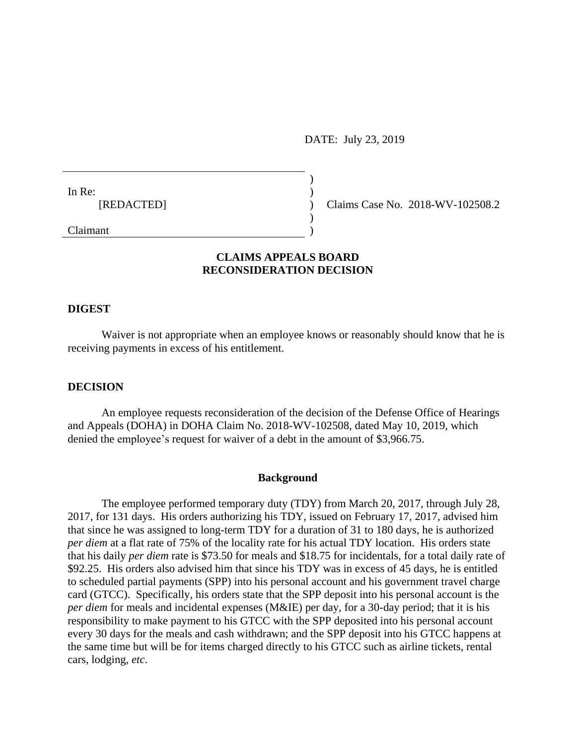DATE: July 23, 2019

In Re:
[REDACTED]

Claimant

Claims Case No. 2018-WV-102508.2

**CLAIMS APPEALS BOARD**
**RECONSIDERATION DECISION**

## DIGEST

Waiver is not appropriate when an employee knows or reasonably should know that he is receiving payments in excess of his entitlement.

## DECISION

An employee requests reconsideration of the decision of the Defense Office of Hearings and Appeals (DOHA) in DOHA Claim No. 2018-WV-102508, dated May 10, 2019, which denied the employee's request for waiver of a debt in the amount of $3,966.75.

### Background

The employee performed temporary duty (TDY) from March 20, 2017, through July 28, 2017, for 131 days. His orders authorizing his TDY, issued on February 17, 2017, advised him that since he was assigned to long-term TDY for a duration of 31 to 180 days, he is authorized *per diem* at a flat rate of 75% of the locality rate for his actual TDY location. His orders state that his daily *per diem* rate is $73.50 for meals and $18.75 for incidentals, for a total daily rate of $92.25. His orders also advised him that since his TDY was in excess of 45 days, he is entitled to scheduled partial payments (SPP) into his personal account and his government travel charge card (GTCC). Specifically, his orders state that the SPP deposit into his personal account is the *per diem* for meals and incidental expenses (M&IE) per day, for a 30-day period; that it is his responsibility to make payment to his GTCC with the SPP deposited into his personal account every 30 days for the meals and cash withdrawn; and the SPP deposit into his GTCC happens at the same time but will be for items charged directly to his GTCC such as airline tickets, rental cars, lodging, *etc*.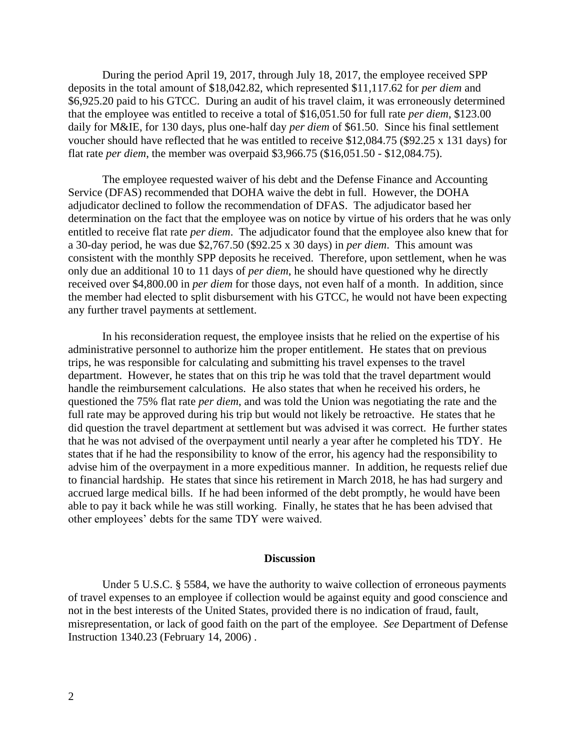During the period April 19, 2017, through July 18, 2017, the employee received SPP deposits in the total amount of $18,042.82, which represented $11,117.62 for *per diem* and $6,925.20 paid to his GTCC. During an audit of his travel claim, it was erroneously determined that the employee was entitled to receive a total of $16,051.50 for full rate *per diem*, $123.00 daily for M&IE, for 130 days, plus one-half day *per diem* of $61.50. Since his final settlement voucher should have reflected that he was entitled to receive $12,084.75 ($92.25 x 131 days) for flat rate *per diem*, the member was overpaid $3,966.75 ($16,051.50 - $12,084.75).

The employee requested waiver of his debt and the Defense Finance and Accounting Service (DFAS) recommended that DOHA waive the debt in full. However, the DOHA adjudicator declined to follow the recommendation of DFAS. The adjudicator based her determination on the fact that the employee was on notice by virtue of his orders that he was only entitled to receive flat rate *per diem*. The adjudicator found that the employee also knew that for a 30-day period, he was due $2,767.50 ($92.25 x 30 days) in *per diem*. This amount was consistent with the monthly SPP deposits he received. Therefore, upon settlement, when he was only due an additional 10 to 11 days of *per diem*, he should have questioned why he directly received over $4,800.00 in *per diem* for those days, not even half of a month. In addition, since the member had elected to split disbursement with his GTCC, he would not have been expecting any further travel payments at settlement.

In his reconsideration request, the employee insists that he relied on the expertise of his administrative personnel to authorize him the proper entitlement. He states that on previous trips, he was responsible for calculating and submitting his travel expenses to the travel department. However, he states that on this trip he was told that the travel department would handle the reimbursement calculations. He also states that when he received his orders, he questioned the 75% flat rate *per diem*, and was told the Union was negotiating the rate and the full rate may be approved during his trip but would not likely be retroactive. He states that he did question the travel department at settlement but was advised it was correct. He further states that he was not advised of the overpayment until nearly a year after he completed his TDY. He states that if he had the responsibility to know of the error, his agency had the responsibility to advise him of the overpayment in a more expeditious manner. In addition, he requests relief due to financial hardship. He states that since his retirement in March 2018, he has had surgery and accrued large medical bills. If he had been informed of the debt promptly, he would have been able to pay it back while he was still working. Finally, he states that he has been advised that other employees' debts for the same TDY were waived.

## Discussion

Under 5 U.S.C. § 5584, we have the authority to waive collection of erroneous payments of travel expenses to an employee if collection would be against equity and good conscience and not in the best interests of the United States, provided there is no indication of fraud, fault, misrepresentation, or lack of good faith on the part of the employee. *See* Department of Defense Instruction 1340.23 (February 14, 2006) .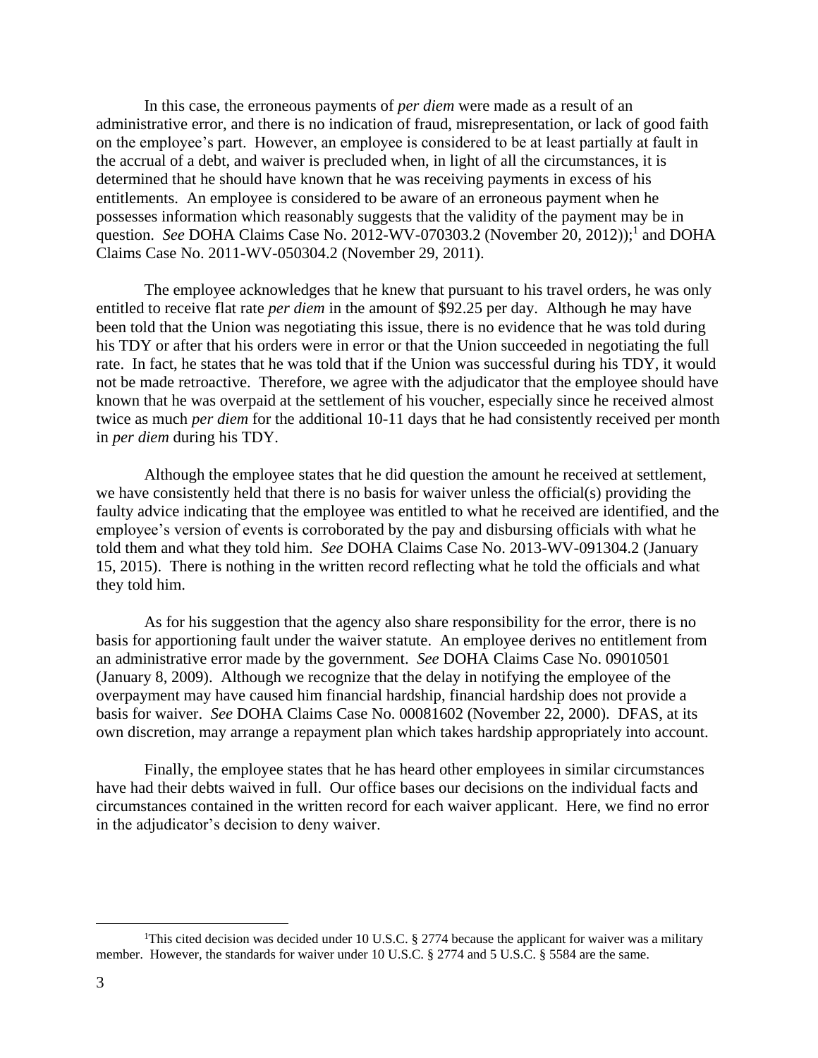In this case, the erroneous payments of *per diem* were made as a result of an administrative error, and there is no indication of fraud, misrepresentation, or lack of good faith on the employee's part. However, an employee is considered to be at least partially at fault in the accrual of a debt, and waiver is precluded when, in light of all the circumstances, it is determined that he should have known that he was receiving payments in excess of his entitlements. An employee is considered to be aware of an erroneous payment when he possesses information which reasonably suggests that the validity of the payment may be in question. *See* DOHA Claims Case No. 2012-WV-070303.2 (November 20, 2012));[1] and DOHA Claims Case No. 2011-WV-050304.2 (November 29, 2011).

The employee acknowledges that he knew that pursuant to his travel orders, he was only entitled to receive flat rate *per diem* in the amount of $92.25 per day. Although he may have been told that the Union was negotiating this issue, there is no evidence that he was told during his TDY or after that his orders were in error or that the Union succeeded in negotiating the full rate. In fact, he states that he was told that if the Union was successful during his TDY, it would not be made retroactive. Therefore, we agree with the adjudicator that the employee should have known that he was overpaid at the settlement of his voucher, especially since he received almost twice as much *per diem* for the additional 10-11 days that he had consistently received per month in *per diem* during his TDY.

Although the employee states that he did question the amount he received at settlement, we have consistently held that there is no basis for waiver unless the official(s) providing the faulty advice indicating that the employee was entitled to what he received are identified, and the employee's version of events is corroborated by the pay and disbursing officials with what he told them and what they told him. *See* DOHA Claims Case No. 2013-WV-091304.2 (January 15, 2015). There is nothing in the written record reflecting what he told the officials and what they told him.

As for his suggestion that the agency also share responsibility for the error, there is no basis for apportioning fault under the waiver statute. An employee derives no entitlement from an administrative error made by the government. *See* DOHA Claims Case No. 09010501 (January 8, 2009). Although we recognize that the delay in notifying the employee of the overpayment may have caused him financial hardship, financial hardship does not provide a basis for waiver. *See* DOHA Claims Case No. 00081602 (November 22, 2000). DFAS, at its own discretion, may arrange a repayment plan which takes hardship appropriately into account.

Finally, the employee states that he has heard other employees in similar circumstances have had their debts waived in full. Our office bases our decisions on the individual facts and circumstances contained in the written record for each waiver applicant. Here, we find no error in the adjudicator's decision to deny waiver.

---

[1] This cited decision was decided under 10 U.S.C. § 2774 because the applicant for waiver was a military member. However, the standards for waiver under 10 U.S.C. § 2774 and 5 U.S.C. § 5584 are the same.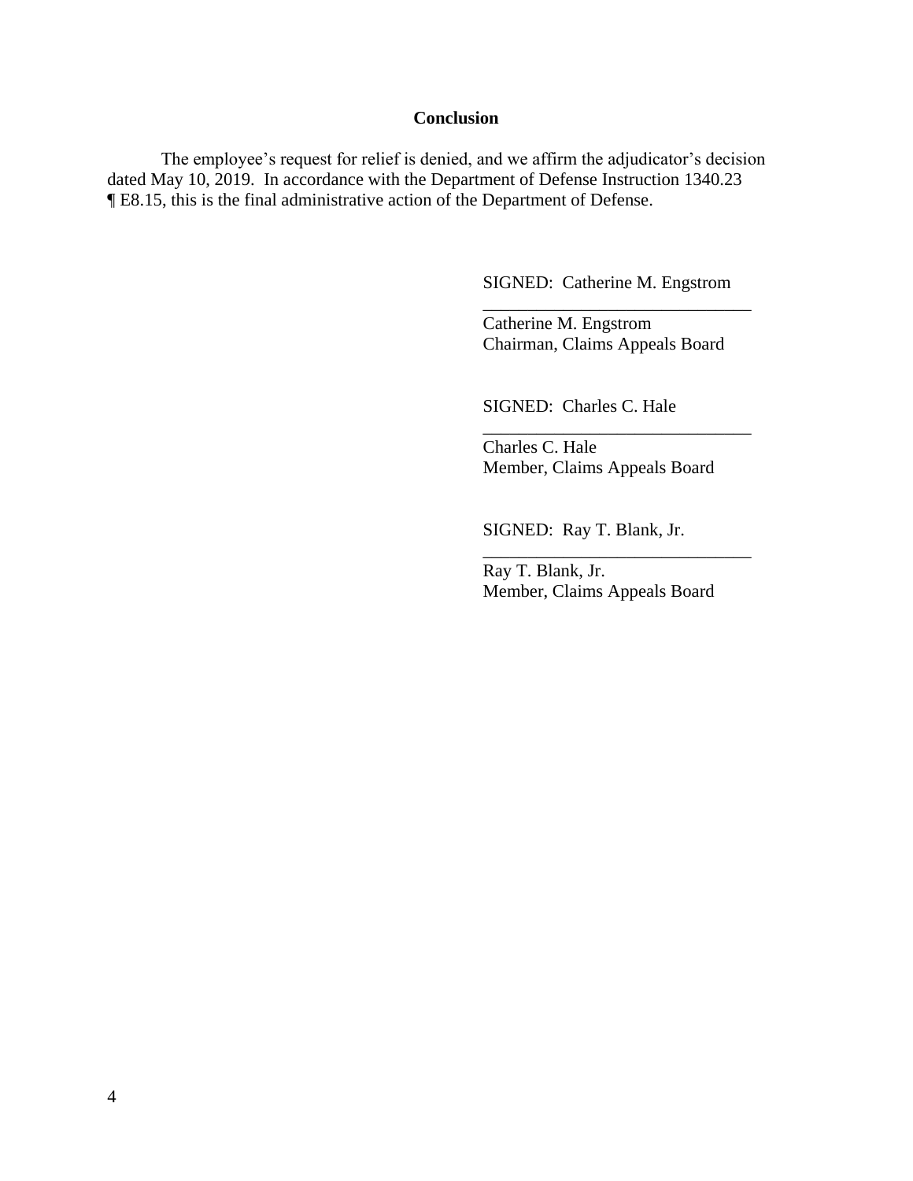## Conclusion

The employee's request for relief is denied, and we affirm the adjudicator's decision dated May 10, 2019. In accordance with the Department of Defense Instruction 1340.23 ¶ E8.15, this is the final administrative action of the Department of Defense.

SIGNED: Catherine M. Engstrom  
\_\_\_\_\_\_\_\_\_\_\_\_\_\_\_\_\_\_\_\_\_\_\_\_\_\_\_\_\_\_  
Catherine M. Engstrom  
Chairman, Claims Appeals Board

SIGNED: Charles C. Hale  
\_\_\_\_\_\_\_\_\_\_\_\_\_\_\_\_\_\_\_\_\_\_\_\_\_\_\_\_\_\_  
Charles C. Hale  
Member, Claims Appeals Board

SIGNED: Ray T. Blank, Jr.  
\_\_\_\_\_\_\_\_\_\_\_\_\_\_\_\_\_\_\_\_\_\_\_\_\_\_\_\_\_\_  
Ray T. Blank, Jr.  
Member, Claims Appeals Board